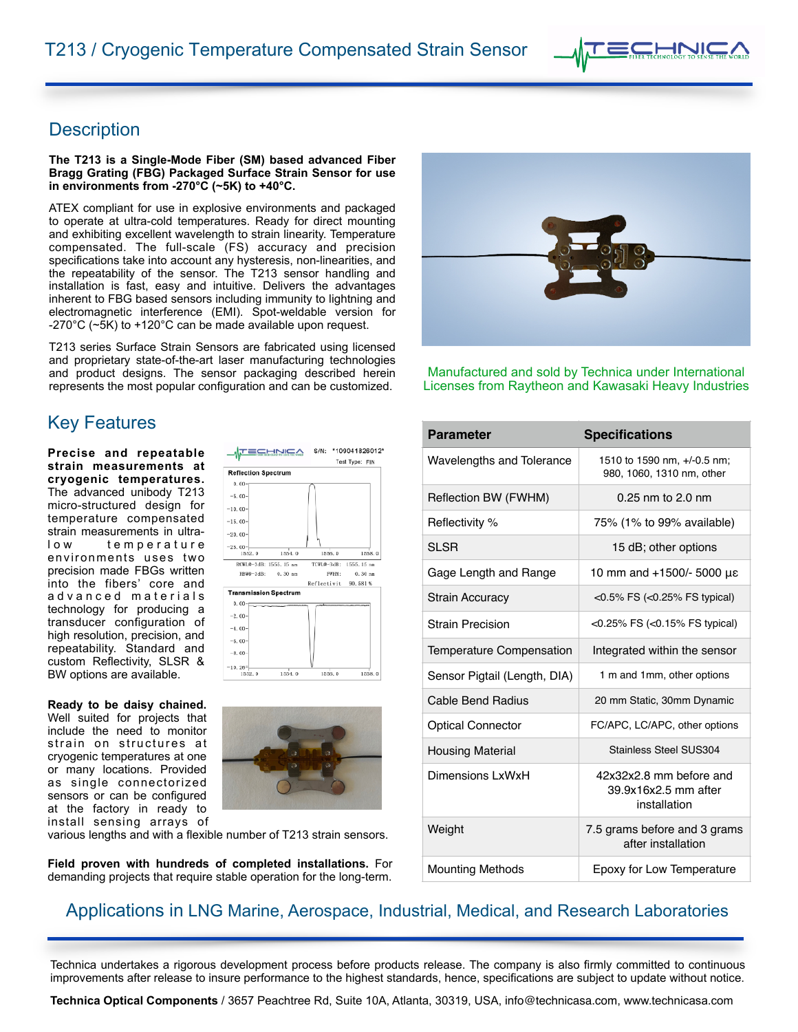# T213 / Cryogenic Temperature Compensated Strain Sensor

## Description

**The T213 is a Single-Mode Fiber (SM) based advanced Fiber Bragg Grating (FBG) Packaged Surface Strain Sensor for use in environments from -270°C (~5K) to +40°C.**

ATEX compliant for use in explosive environments and packaged to operate at ultra-cold temperatures. Ready for direct mounting and exhibiting excellent wavelength to strain linearity. Temperature compensated. The full-scale (FS) accuracy and precision specifications take into account any hysteresis, non-linearities, and the repeatability of the sensor. The T213 sensor handling and installation is fast, easy and intuitive. Delivers the advantages inherent to FBG based sensors including immunity to lightning and electromagnetic interference (EMI). Spot-weldable version for -270°C (~5K) to +120°C can be made available upon request.

T213 series Surface Strain Sensors are fabricated using licensed and proprietary state-of-the-art laser manufacturing technologies and product designs. The sensor packaging described herein represents the most popular configuration and can be customized.

Manufactured and sold by Technica under International Licenses from Raytheon and Kawasaki Heavy Industries

## Key Features

**Precise and repeatable strain measurements at cryogenic temperatures.** The advanced unibody T213 micro-structured design for temperature compensated strain measurements in ultra-low temperature environments uses two precision made FBGs written into the fibers' core and advanced materials technology for producing a transducer configuration of high resolution, precision, and repeatability. Standard and custom Reflectivity, SLSR & BW options are available.

**Ready to be daisy chained.** Well suited for projects that include the need to monitor strain on structures at cryogenic temperatures at one or many locations. Provided as single connectorized sensors or can be configured at the factory in ready to install sensing arrays of various lengths and with a flexible number of T213 strain sensors.

**Field proven with hundreds of completed installations.** For demanding projects that require stable operation for the long-term.

| Parameter | Specifications |
|---|---|
| Wavelengths and Tolerance | 1510 to 1590 nm, +/-0.5 nm; 980, 1060, 1310 nm, other |
| Reflection BW (FWHM) | 0.25 nm to 2.0 nm |
| Reflectivity % | 75% (1% to 99% available) |
| SLSR | 15 dB; other options |
| Gage Length and Range | 10 mm and +1500/- 5000 με |
| Strain Accuracy | <0.5% FS (<0.25% FS typical) |
| Strain Precision | <0.25% FS (<0.15% FS typical) |
| Temperature Compensation | Integrated within the sensor |
| Sensor Pigtail (Length, DIA) | 1 m and 1mm, other options |
| Cable Bend Radius | 20 mm Static, 30mm Dynamic |
| Optical Connector | FC/APC, LC/APC, other options |
| Housing Material | Stainless Steel SUS304 |
| Dimensions LxWxH | 42x32x2.8 mm before and 39.9x16x2.5 mm after installation |
| Weight | 7.5 grams before and 3 grams after installation |
| Mounting Methods | Epoxy for Low Temperature |

## Applications in LNG Marine, Aerospace, Industrial, Medical, and Research Laboratories

Technica undertakes a rigorous development process before products release. The company is also firmly committed to continuous improvements after release to insure performance to the highest standards, hence, specifications are subject to update without notice.

**Technica Optical Components** / 3657 Peachtree Rd, Suite 10A, Atlanta, 30319, USA, info@technicasa.com, www.technicasa.com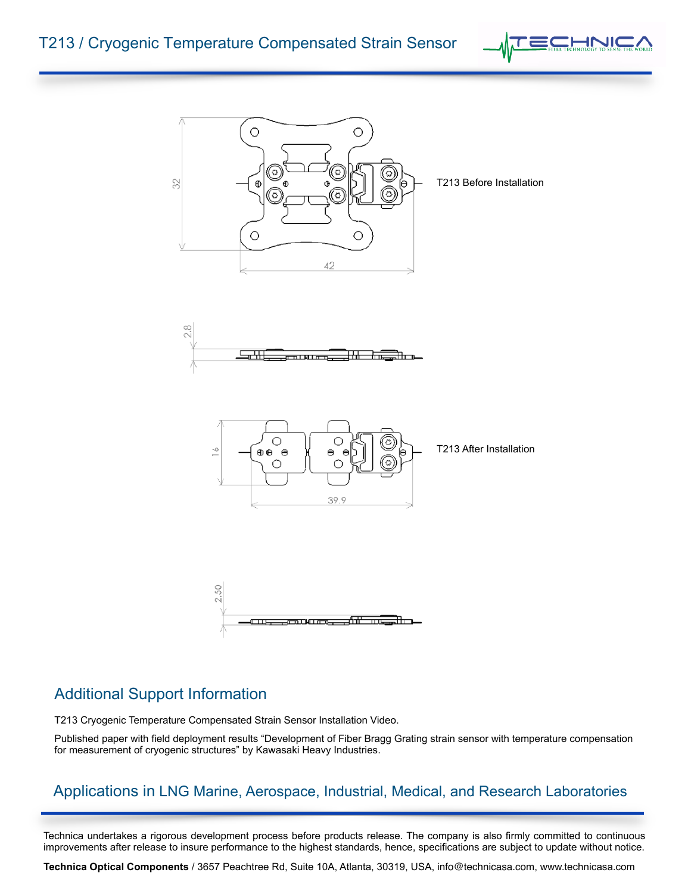# T213 / Cryogenic Temperature Compensated Strain Sensor

32

42

T213 Before Installation

2.8

16

39.9

T213 After Installation

2.50

## Additional Support Information

T213 Cryogenic Temperature Compensated Strain Sensor Installation Video.

Published paper with field deployment results “Development of Fiber Bragg Grating strain sensor with temperature compensation for measurement of cryogenic structures” by Kawasaki Heavy Industries.

## Applications in LNG Marine, Aerospace, Industrial, Medical, and Research Laboratories

Technica undertakes a rigorous development process before products release. The company is also firmly committed to continuous improvements after release to insure performance to the highest standards, hence, specifications are subject to update without notice.

**Technica Optical Components** / 3657 Peachtree Rd, Suite 10A, Atlanta, 30319, USA, info@technicasa.com, www.technicasa.com